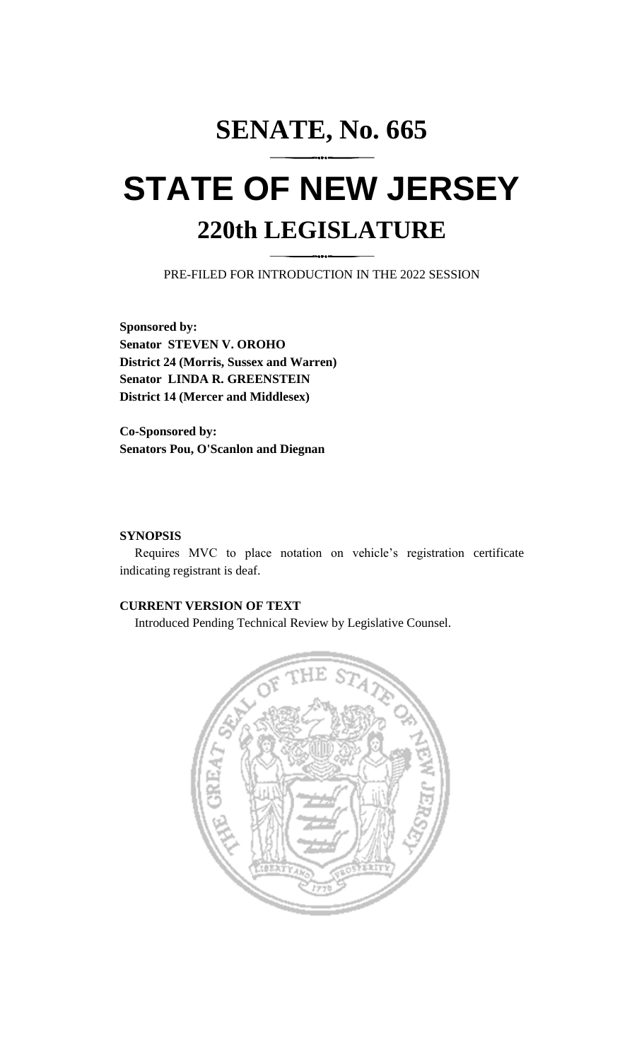# SENATE, No. 665

# STATE OF NEW JERSEY

## 220th LEGISLATURE

PRE-FILED FOR INTRODUCTION IN THE 2022 SESSION

**Sponsored by:**
**Senator STEVEN V. OROHO**
**District 24 (Morris, Sussex and Warren)**
**Senator LINDA R. GREENSTEIN**
**District 14 (Mercer and Middlesex)**

**Co-Sponsored by:**
**Senators Pou, O'Scanlon and Diegnan**

**SYNOPSIS**

Requires MVC to place notation on vehicle's registration certificate indicating registrant is deaf.

**CURRENT VERSION OF TEXT**

Introduced Pending Technical Review by Legislative Counsel.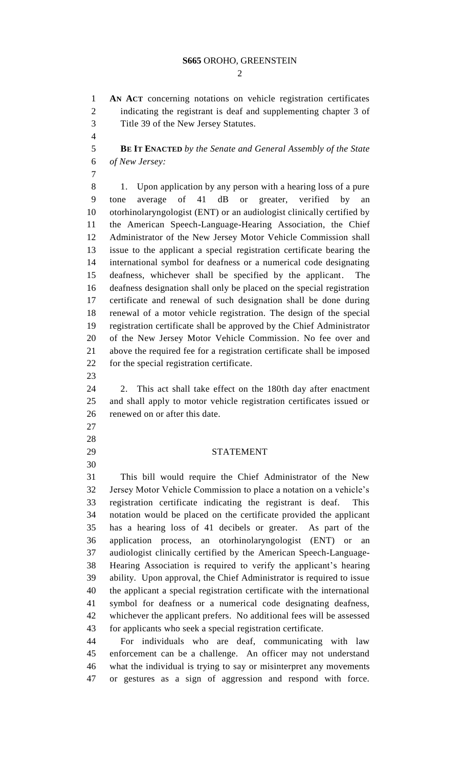**AN ACT** concerning notations on vehicle registration certificates indicating the registrant is deaf and supplementing chapter 3 of Title 39 of the New Jersey Statutes.

**BE IT ENACTED** *by the Senate and General Assembly of the State of New Jersey:*

1. Upon application by any person with a hearing loss of a pure tone average of 41 dB or greater, verified by an otorhinolaryngologist (ENT) or an audiologist clinically certified by the American Speech-Language-Hearing Association, the Chief Administrator of the New Jersey Motor Vehicle Commission shall issue to the applicant a special registration certificate bearing the international symbol for deafness or a numerical code designating deafness, whichever shall be specified by the applicant. The deafness designation shall only be placed on the special registration certificate and renewal of such designation shall be done during renewal of a motor vehicle registration. The design of the special registration certificate shall be approved by the Chief Administrator of the New Jersey Motor Vehicle Commission. No fee over and above the required fee for a registration certificate shall be imposed for the special registration certificate.

2. This act shall take effect on the 180th day after enactment and shall apply to motor vehicle registration certificates issued or renewed on or after this date.

## STATEMENT

This bill would require the Chief Administrator of the New Jersey Motor Vehicle Commission to place a notation on a vehicle's registration certificate indicating the registrant is deaf. This notation would be placed on the certificate provided the applicant has a hearing loss of 41 decibels or greater. As part of the application process, an otorhinolaryngologist (ENT) or an audiologist clinically certified by the American Speech-Language-Hearing Association is required to verify the applicant's hearing ability. Upon approval, the Chief Administrator is required to issue the applicant a special registration certificate with the international symbol for deafness or a numerical code designating deafness, whichever the applicant prefers. No additional fees will be assessed for applicants who seek a special registration certificate.

For individuals who are deaf, communicating with law enforcement can be a challenge. An officer may not understand what the individual is trying to say or misinterpret any movements or gestures as a sign of aggression and respond with force.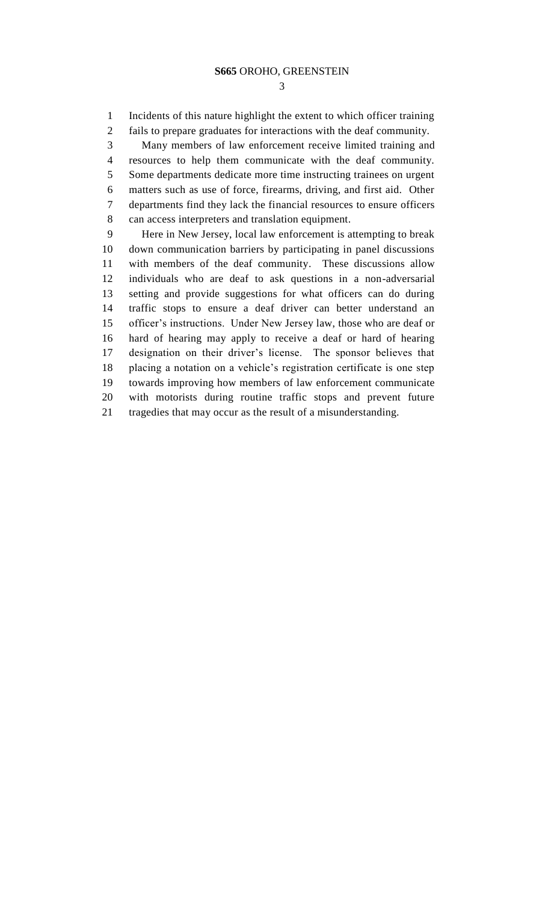Incidents of this nature highlight the extent to which officer training fails to prepare graduates for interactions with the deaf community.

Many members of law enforcement receive limited training and resources to help them communicate with the deaf community. Some departments dedicate more time instructing trainees on urgent matters such as use of force, firearms, driving, and first aid. Other departments find they lack the financial resources to ensure officers can access interpreters and translation equipment.

Here in New Jersey, local law enforcement is attempting to break down communication barriers by participating in panel discussions with members of the deaf community. These discussions allow individuals who are deaf to ask questions in a non-adversarial setting and provide suggestions for what officers can do during traffic stops to ensure a deaf driver can better understand an officer's instructions. Under New Jersey law, those who are deaf or hard of hearing may apply to receive a deaf or hard of hearing designation on their driver's license. The sponsor believes that placing a notation on a vehicle's registration certificate is one step towards improving how members of law enforcement communicate with motorists during routine traffic stops and prevent future tragedies that may occur as the result of a misunderstanding.